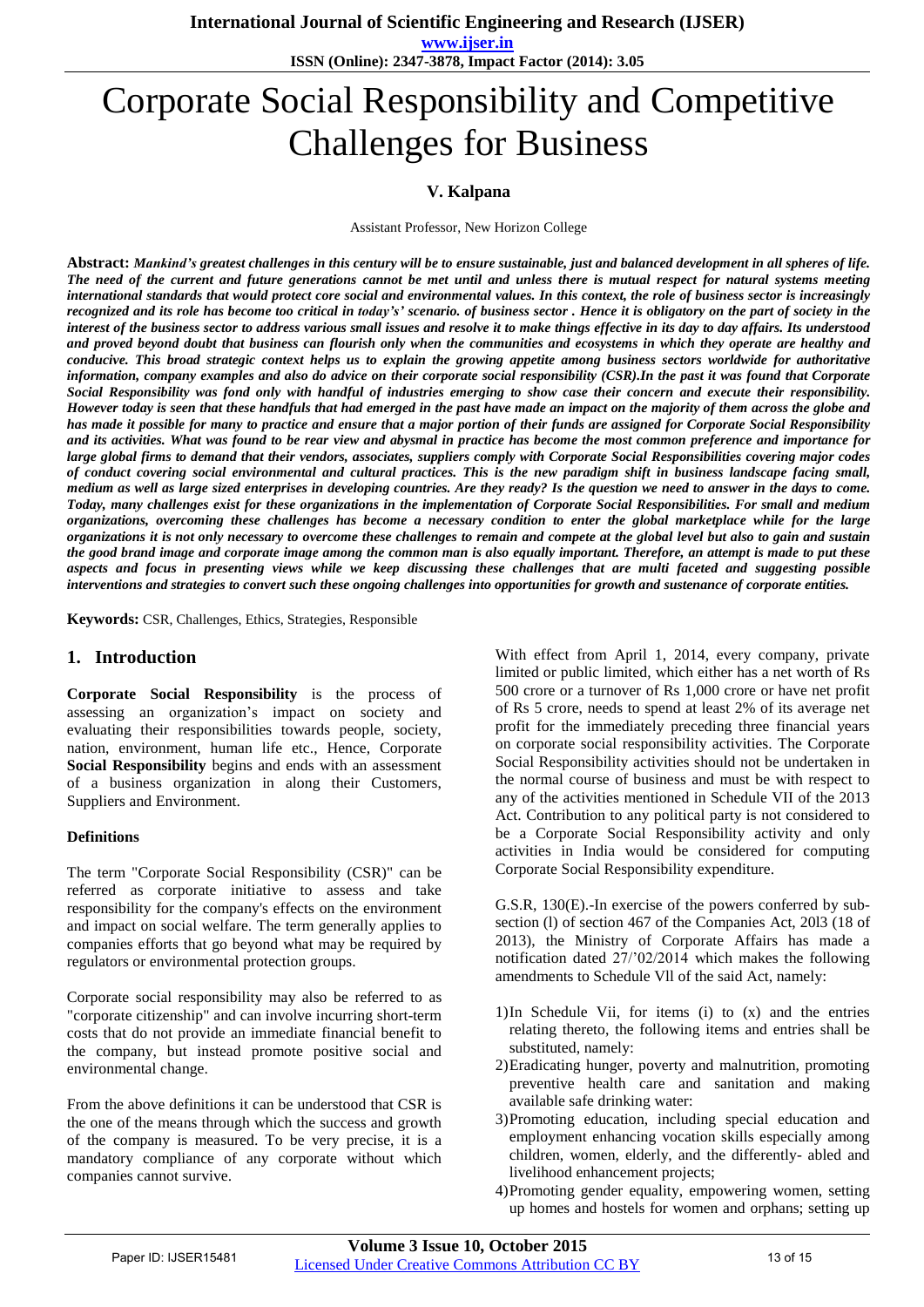# Corporate Social Responsibility and Competitive Challenges for Business

**V. Kalpana**

Assistant Professor, New Horizon College

**Abstract:** ***Mankind's greatest challenges in this century will be to ensure sustainable, just and balanced development in all spheres of life. The need of the current and future generations cannot be met until and unless there is mutual respect for natural systems meeting international standards that would protect core social and environmental values. In this context, the role of business sector is increasingly recognized and its role has become too critical in today's' scenario. of business sector . Hence it is obligatory on the part of society in the interest of the business sector to address various small issues and resolve it to make things effective in its day to day affairs. Its understood and proved beyond doubt that business can flourish only when the communities and ecosystems in which they operate are healthy and conducive. This broad strategic context helps us to explain the growing appetite among business sectors worldwide for authoritative information, company examples and also do advice on their corporate social responsibility (CSR).In the past it was found that Corporate Social Responsibility was fond only with handful of industries emerging to show case their concern and execute their responsibility. However today is seen that these handfuls that had emerged in the past have made an impact on the majority of them across the globe and has made it possible for many to practice and ensure that a major portion of their funds are assigned for Corporate Social Responsibility and its activities. What was found to be rear view and abysmal in practice has become the most common preference and importance for large global firms to demand that their vendors, associates, suppliers comply with Corporate Social Responsibilities covering major codes of conduct covering social environmental and cultural practices. This is the new paradigm shift in business landscape facing small, medium as well as large sized enterprises in developing countries. Are they ready? Is the question we need to answer in the days to come. Today, many challenges exist for these organizations in the implementation of Corporate Social Responsibilities. For small and medium organizations, overcoming these challenges has become a necessary condition to enter the global marketplace while for the large organizations it is not only necessary to overcome these challenges to remain and compete at the global level but also to gain and sustain the good brand image and corporate image among the common man is also equally important. Therefore, an attempt is made to put these aspects and focus in presenting views while we keep discussing these challenges that are multi faceted and suggesting possible interventions and strategies to convert such these ongoing challenges into opportunities for growth and sustenance of corporate entities.***

**Keywords:** CSR, Challenges, Ethics, Strategies, Responsible

## 1. Introduction

**Corporate Social Responsibility** is the process of assessing an organization's impact on society and evaluating their responsibilities towards people, society, nation, environment, human life etc., Hence, Corporate **Social Responsibility** begins and ends with an assessment of a business organization in along their Customers, Suppliers and Environment.

### Definitions

The term "Corporate Social Responsibility (CSR)" can be referred as corporate initiative to assess and take responsibility for the company's effects on the environment and impact on social welfare. The term generally applies to companies efforts that go beyond what may be required by regulators or environmental protection groups.

Corporate social responsibility may also be referred to as "corporate citizenship" and can involve incurring short-term costs that do not provide an immediate financial benefit to the company, but instead promote positive social and environmental change.

From the above definitions it can be understood that CSR is the one of the means through which the success and growth of the company is measured. To be very precise, it is a mandatory compliance of any corporate without which companies cannot survive.

With effect from April 1, 2014, every company, private limited or public limited, which either has a net worth of Rs 500 crore or a turnover of Rs 1,000 crore or have net profit of Rs 5 crore, needs to spend at least 2% of its average net profit for the immediately preceding three financial years on corporate social responsibility activities. The Corporate Social Responsibility activities should not be undertaken in the normal course of business and must be with respect to any of the activities mentioned in Schedule VII of the 2013 Act. Contribution to any political party is not considered to be a Corporate Social Responsibility activity and only activities in India would be considered for computing Corporate Social Responsibility expenditure.

G.S.R, 130(E).-In exercise of the powers conferred by sub-section (l) of section 467 of the Companies Act, 20l3 (18 of 2013), the Ministry of Corporate Affairs has made a notification dated 27/'02/2014 which makes the following amendments to Schedule Vll of the said Act, namely:

1) In Schedule Vii, for items (i) to (x) and the entries relating thereto, the following items and entries shall be substituted, namely:
2) Eradicating hunger, poverty and malnutrition, promoting preventive health care and sanitation and making available safe drinking water:
3) Promoting education, including special education and employment enhancing vocation skills especially among children, women, elderly, and the differently- abled and livelihood enhancement projects;
4) Promoting gender equality, empowering women, setting up homes and hostels for women and orphans; setting up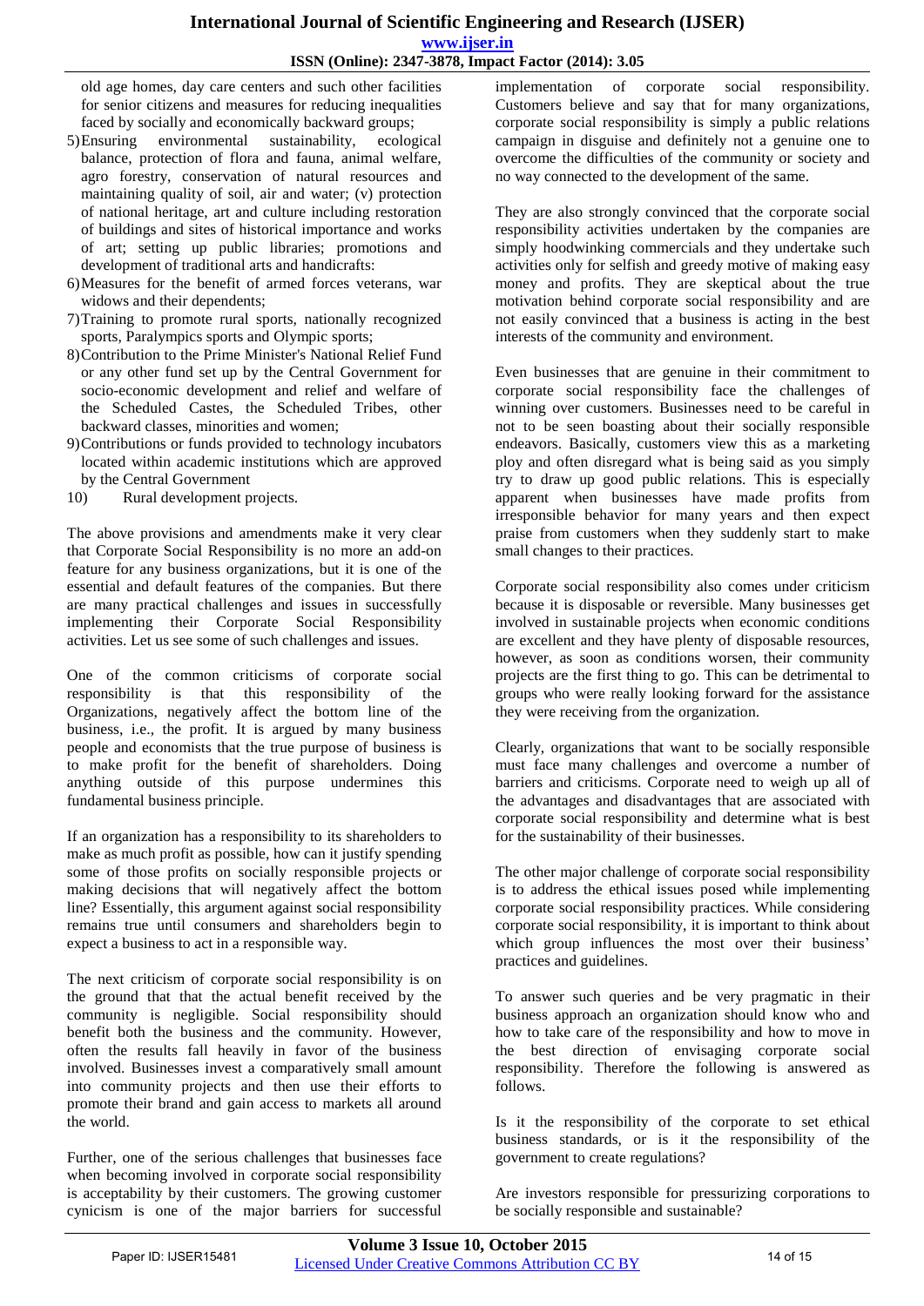old age homes, day care centers and such other facilities for senior citizens and measures for reducing inequalities faced by socially and economically backward groups;

5) Ensuring environmental sustainability, ecological balance, protection of flora and fauna, animal welfare, agro forestry, conservation of natural resources and maintaining quality of soil, air and water; (v) protection of national heritage, art and culture including restoration of buildings and sites of historical importance and works of art; setting up public libraries; promotions and development of traditional arts and handicrafts:
6) Measures for the benefit of armed forces veterans, war widows and their dependents;
7) Training to promote rural sports, nationally recognized sports, Paralympics sports and Olympic sports;
8) Contribution to the Prime Minister's National Relief Fund or any other fund set up by the Central Government for socio-economic development and relief and welfare of the Scheduled Castes, the Scheduled Tribes, other backward classes, minorities and women;
9) Contributions or funds provided to technology incubators located within academic institutions which are approved by the Central Government
10) Rural development projects.

The above provisions and amendments make it very clear that Corporate Social Responsibility is no more an add-on feature for any business organizations, but it is one of the essential and default features of the companies. But there are many practical challenges and issues in successfully implementing their Corporate Social Responsibility activities. Let us see some of such challenges and issues.

One of the common criticisms of corporate social responsibility is that this responsibility of the Organizations, negatively affect the bottom line of the business, i.e., the profit. It is argued by many business people and economists that the true purpose of business is to make profit for the benefit of shareholders. Doing anything outside of this purpose undermines this fundamental business principle.

If an organization has a responsibility to its shareholders to make as much profit as possible, how can it justify spending some of those profits on socially responsible projects or making decisions that will negatively affect the bottom line? Essentially, this argument against social responsibility remains true until consumers and shareholders begin to expect a business to act in a responsible way.

The next criticism of corporate social responsibility is on the ground that that the actual benefit received by the community is negligible. Social responsibility should benefit both the business and the community. However, often the results fall heavily in favor of the business involved. Businesses invest a comparatively small amount into community projects and then use their efforts to promote their brand and gain access to markets all around the world.

Further, one of the serious challenges that businesses face when becoming involved in corporate social responsibility is acceptability by their customers. The growing customer cynicism is one of the major barriers for successful implementation of corporate social responsibility. Customers believe and say that for many organizations, corporate social responsibility is simply a public relations campaign in disguise and definitely not a genuine one to overcome the difficulties of the community or society and no way connected to the development of the same.

They are also strongly convinced that the corporate social responsibility activities undertaken by the companies are simply hoodwinking commercials and they undertake such activities only for selfish and greedy motive of making easy money and profits. They are skeptical about the true motivation behind corporate social responsibility and are not easily convinced that a business is acting in the best interests of the community and environment.

Even businesses that are genuine in their commitment to corporate social responsibility face the challenges of winning over customers. Businesses need to be careful in not to be seen boasting about their socially responsible endeavors. Basically, customers view this as a marketing ploy and often disregard what is being said as you simply try to draw up good public relations. This is especially apparent when businesses have made profits from irresponsible behavior for many years and then expect praise from customers when they suddenly start to make small changes to their practices.

Corporate social responsibility also comes under criticism because it is disposable or reversible. Many businesses get involved in sustainable projects when economic conditions are excellent and they have plenty of disposable resources, however, as soon as conditions worsen, their community projects are the first thing to go. This can be detrimental to groups who were really looking forward for the assistance they were receiving from the organization.

Clearly, organizations that want to be socially responsible must face many challenges and overcome a number of barriers and criticisms. Corporate need to weigh up all of the advantages and disadvantages that are associated with corporate social responsibility and determine what is best for the sustainability of their businesses.

The other major challenge of corporate social responsibility is to address the ethical issues posed while implementing corporate social responsibility practices. While considering corporate social responsibility, it is important to think about which group influences the most over their business' practices and guidelines.

To answer such queries and be very pragmatic in their business approach an organization should know who and how to take care of the responsibility and how to move in the best direction of envisaging corporate social responsibility. Therefore the following is answered as follows.

Is it the responsibility of the corporate to set ethical business standards, or is it the responsibility of the government to create regulations?

Are investors responsible for pressurizing corporations to be socially responsible and sustainable?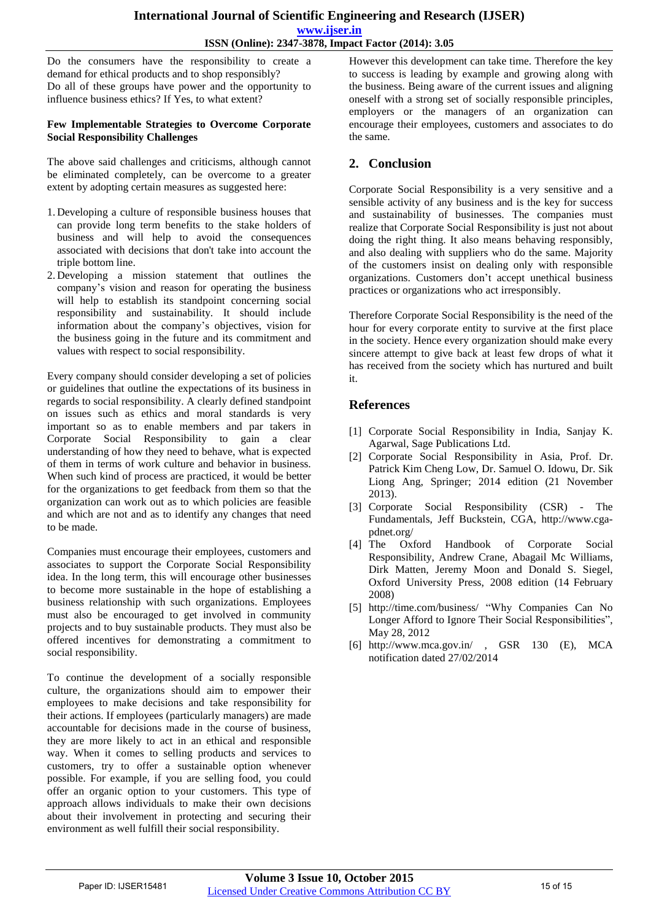Do the consumers have the responsibility to create a demand for ethical products and to shop responsibly?
Do all of these groups have power and the opportunity to influence business ethics? If Yes, to what extent?

**Few Implementable Strategies to Overcome Corporate Social Responsibility Challenges**

The above said challenges and criticisms, although cannot be eliminated completely, can be overcome to a greater extent by adopting certain measures as suggested here:

1. Developing a culture of responsible business houses that can provide long term benefits to the stake holders of business and will help to avoid the consequences associated with decisions that don't take into account the triple bottom line.
2. Developing a mission statement that outlines the company's vision and reason for operating the business will help to establish its standpoint concerning social responsibility and sustainability. It should include information about the company's objectives, vision for the business going in the future and its commitment and values with respect to social responsibility.

Every company should consider developing a set of policies or guidelines that outline the expectations of its business in regards to social responsibility. A clearly defined standpoint on issues such as ethics and moral standards is very important so as to enable members and par takers in Corporate Social Responsibility to gain a clear understanding of how they need to behave, what is expected of them in terms of work culture and behavior in business. When such kind of process are practiced, it would be better for the organizations to get feedback from them so that the organization can work out as to which policies are feasible and which are not and as to identify any changes that need to be made.

Companies must encourage their employees, customers and associates to support the Corporate Social Responsibility idea. In the long term, this will encourage other businesses to become more sustainable in the hope of establishing a business relationship with such organizations. Employees must also be encouraged to get involved in community projects and to buy sustainable products. They must also be offered incentives for demonstrating a commitment to social responsibility.

To continue the development of a socially responsible culture, the organizations should aim to empower their employees to make decisions and take responsibility for their actions. If employees (particularly managers) are made accountable for decisions made in the course of business, they are more likely to act in an ethical and responsible way. When it comes to selling products and services to customers, try to offer a sustainable option whenever possible. For example, if you are selling food, you could offer an organic option to your customers. This type of approach allows individuals to make their own decisions about their involvement in protecting and securing their environment as well fulfill their social responsibility.

However this development can take time. Therefore the key to success is leading by example and growing along with the business. Being aware of the current issues and aligning oneself with a strong set of socially responsible principles, employers or the managers of an organization can encourage their employees, customers and associates to do the same.

## 2. Conclusion

Corporate Social Responsibility is a very sensitive and a sensible activity of any business and is the key for success and sustainability of businesses. The companies must realize that Corporate Social Responsibility is just not about doing the right thing. It also means behaving responsibly, and also dealing with suppliers who do the same. Majority of the customers insist on dealing only with responsible organizations. Customers don't accept unethical business practices or organizations who act irresponsibly.

Therefore Corporate Social Responsibility is the need of the hour for every corporate entity to survive at the first place in the society. Hence every organization should make every sincere attempt to give back at least few drops of what it has received from the society which has nurtured and built it.

## References

[1] Corporate Social Responsibility in India, Sanjay K. Agarwal, Sage Publications Ltd.
[2] Corporate Social Responsibility in Asia, Prof. Dr. Patrick Kim Cheng Low, Dr. Samuel O. Idowu, Dr. Sik Liong Ang, Springer; 2014 edition (21 November 2013).
[3] Corporate Social Responsibility (CSR) - The Fundamentals, Jeff Buckstein, CGA, http://www.cga-pdnet.org/
[4] The Oxford Handbook of Corporate Social Responsibility, Andrew Crane, Abagail Mc Williams, Dirk Matten, Jeremy Moon and Donald S. Siegel, Oxford University Press, 2008 edition (14 February 2008)
[5] http://time.com/business/ "Why Companies Can No Longer Afford to Ignore Their Social Responsibilities", May 28, 2012
[6] http://www.mca.gov.in/ , GSR 130 (E), MCA notification dated 27/02/2014